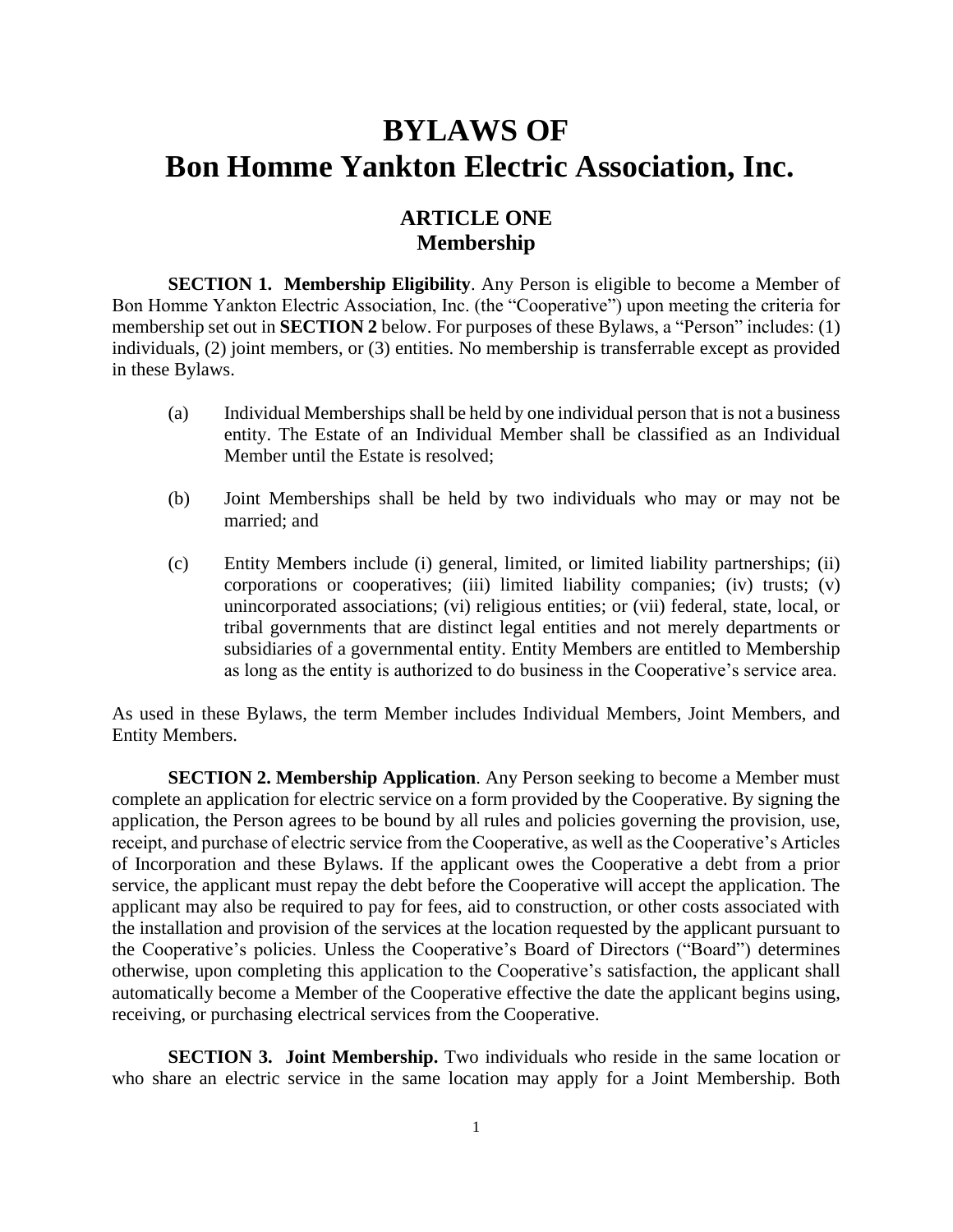# BYLAWS OF
# Bon Homme Yankton Electric Association, Inc.

## ARTICLE ONE
## Membership

**SECTION 1. Membership Eligibility**. Any Person is eligible to become a Member of Bon Homme Yankton Electric Association, Inc. (the "Cooperative") upon meeting the criteria for membership set out in **SECTION 2** below. For purposes of these Bylaws, a "Person" includes: (1) individuals, (2) joint members, or (3) entities. No membership is transferrable except as provided in these Bylaws.

(a) Individual Memberships shall be held by one individual person that is not a business entity. The Estate of an Individual Member shall be classified as an Individual Member until the Estate is resolved;

(b) Joint Memberships shall be held by two individuals who may or may not be married; and

(c) Entity Members include (i) general, limited, or limited liability partnerships; (ii) corporations or cooperatives; (iii) limited liability companies; (iv) trusts; (v) unincorporated associations; (vi) religious entities; or (vii) federal, state, local, or tribal governments that are distinct legal entities and not merely departments or subsidiaries of a governmental entity. Entity Members are entitled to Membership as long as the entity is authorized to do business in the Cooperative's service area.

As used in these Bylaws, the term Member includes Individual Members, Joint Members, and Entity Members.

**SECTION 2. Membership Application**. Any Person seeking to become a Member must complete an application for electric service on a form provided by the Cooperative. By signing the application, the Person agrees to be bound by all rules and policies governing the provision, use, receipt, and purchase of electric service from the Cooperative, as well as the Cooperative's Articles of Incorporation and these Bylaws. If the applicant owes the Cooperative a debt from a prior service, the applicant must repay the debt before the Cooperative will accept the application. The applicant may also be required to pay for fees, aid to construction, or other costs associated with the installation and provision of the services at the location requested by the applicant pursuant to the Cooperative's policies. Unless the Cooperative's Board of Directors ("Board") determines otherwise, upon completing this application to the Cooperative's satisfaction, the applicant shall automatically become a Member of the Cooperative effective the date the applicant begins using, receiving, or purchasing electrical services from the Cooperative.

**SECTION 3. Joint Membership.** Two individuals who reside in the same location or who share an electric service in the same location may apply for a Joint Membership. Both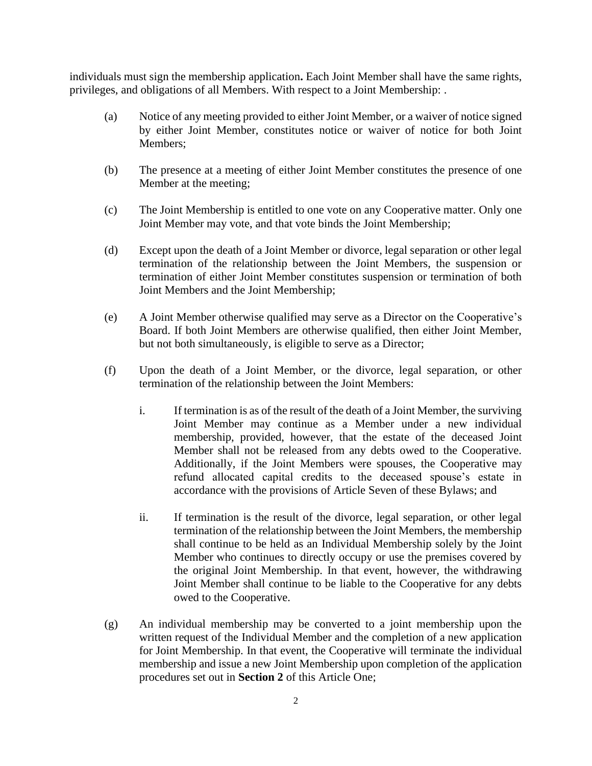individuals must sign the membership application**.** Each Joint Member shall have the same rights, privileges, and obligations of all Members. With respect to a Joint Membership: .

(a) Notice of any meeting provided to either Joint Member, or a waiver of notice signed by either Joint Member, constitutes notice or waiver of notice for both Joint Members;

(b) The presence at a meeting of either Joint Member constitutes the presence of one Member at the meeting;

(c) The Joint Membership is entitled to one vote on any Cooperative matter. Only one Joint Member may vote, and that vote binds the Joint Membership;

(d) Except upon the death of a Joint Member or divorce, legal separation or other legal termination of the relationship between the Joint Members, the suspension or termination of either Joint Member constitutes suspension or termination of both Joint Members and the Joint Membership;

(e) A Joint Member otherwise qualified may serve as a Director on the Cooperative's Board. If both Joint Members are otherwise qualified, then either Joint Member, but not both simultaneously, is eligible to serve as a Director;

(f) Upon the death of a Joint Member, or the divorce, legal separation, or other termination of the relationship between the Joint Members:

i. If termination is as of the result of the death of a Joint Member, the surviving Joint Member may continue as a Member under a new individual membership, provided, however, that the estate of the deceased Joint Member shall not be released from any debts owed to the Cooperative. Additionally, if the Joint Members were spouses, the Cooperative may refund allocated capital credits to the deceased spouse's estate in accordance with the provisions of Article Seven of these Bylaws; and

ii. If termination is the result of the divorce, legal separation, or other legal termination of the relationship between the Joint Members, the membership shall continue to be held as an Individual Membership solely by the Joint Member who continues to directly occupy or use the premises covered by the original Joint Membership. In that event, however, the withdrawing Joint Member shall continue to be liable to the Cooperative for any debts owed to the Cooperative.

(g) An individual membership may be converted to a joint membership upon the written request of the Individual Member and the completion of a new application for Joint Membership. In that event, the Cooperative will terminate the individual membership and issue a new Joint Membership upon completion of the application procedures set out in **Section 2** of this Article One;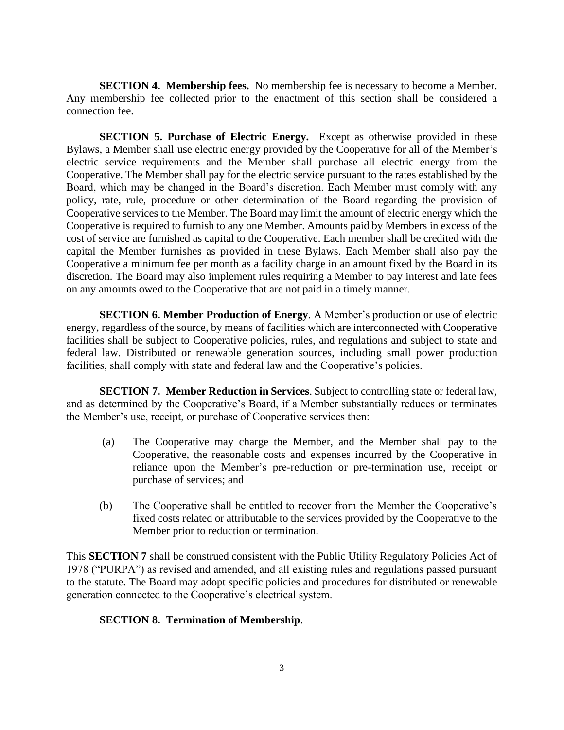**SECTION 4. Membership fees.** No membership fee is necessary to become a Member. Any membership fee collected prior to the enactment of this section shall be considered a connection fee.

**SECTION 5. Purchase of Electric Energy.** Except as otherwise provided in these Bylaws, a Member shall use electric energy provided by the Cooperative for all of the Member's electric service requirements and the Member shall purchase all electric energy from the Cooperative. The Member shall pay for the electric service pursuant to the rates established by the Board, which may be changed in the Board's discretion. Each Member must comply with any policy, rate, rule, procedure or other determination of the Board regarding the provision of Cooperative services to the Member. The Board may limit the amount of electric energy which the Cooperative is required to furnish to any one Member. Amounts paid by Members in excess of the cost of service are furnished as capital to the Cooperative. Each member shall be credited with the capital the Member furnishes as provided in these Bylaws. Each Member shall also pay the Cooperative a minimum fee per month as a facility charge in an amount fixed by the Board in its discretion. The Board may also implement rules requiring a Member to pay interest and late fees on any amounts owed to the Cooperative that are not paid in a timely manner.

**SECTION 6. Member Production of Energy**. A Member's production or use of electric energy, regardless of the source, by means of facilities which are interconnected with Cooperative facilities shall be subject to Cooperative policies, rules, and regulations and subject to state and federal law. Distributed or renewable generation sources, including small power production facilities, shall comply with state and federal law and the Cooperative's policies.

**SECTION 7. Member Reduction in Services**. Subject to controlling state or federal law, and as determined by the Cooperative's Board, if a Member substantially reduces or terminates the Member's use, receipt, or purchase of Cooperative services then:

(a) The Cooperative may charge the Member, and the Member shall pay to the Cooperative, the reasonable costs and expenses incurred by the Cooperative in reliance upon the Member's pre-reduction or pre-termination use, receipt or purchase of services; and

(b) The Cooperative shall be entitled to recover from the Member the Cooperative's fixed costs related or attributable to the services provided by the Cooperative to the Member prior to reduction or termination.

This **SECTION 7** shall be construed consistent with the Public Utility Regulatory Policies Act of 1978 ("PURPA") as revised and amended, and all existing rules and regulations passed pursuant to the statute. The Board may adopt specific policies and procedures for distributed or renewable generation connected to the Cooperative's electrical system.

**SECTION 8. Termination of Membership**.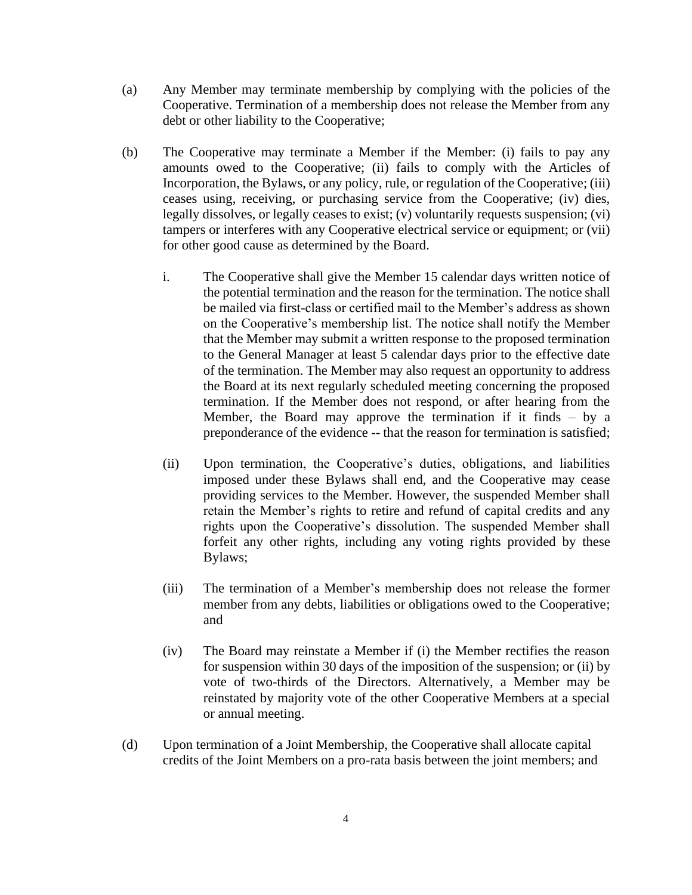(a) Any Member may terminate membership by complying with the policies of the Cooperative. Termination of a membership does not release the Member from any debt or other liability to the Cooperative;

(b) The Cooperative may terminate a Member if the Member: (i) fails to pay any amounts owed to the Cooperative; (ii) fails to comply with the Articles of Incorporation, the Bylaws, or any policy, rule, or regulation of the Cooperative; (iii) ceases using, receiving, or purchasing service from the Cooperative; (iv) dies, legally dissolves, or legally ceases to exist; (v) voluntarily requests suspension; (vi) tampers or interferes with any Cooperative electrical service or equipment; or (vii) for other good cause as determined by the Board.

   i. The Cooperative shall give the Member 15 calendar days written notice of the potential termination and the reason for the termination. The notice shall be mailed via first-class or certified mail to the Member's address as shown on the Cooperative's membership list. The notice shall notify the Member that the Member may submit a written response to the proposed termination to the General Manager at least 5 calendar days prior to the effective date of the termination. The Member may also request an opportunity to address the Board at its next regularly scheduled meeting concerning the proposed termination. If the Member does not respond, or after hearing from the Member, the Board may approve the termination if it finds – by a preponderance of the evidence -- that the reason for termination is satisfied;

   (ii) Upon termination, the Cooperative's duties, obligations, and liabilities imposed under these Bylaws shall end, and the Cooperative may cease providing services to the Member. However, the suspended Member shall retain the Member's rights to retire and refund of capital credits and any rights upon the Cooperative's dissolution. The suspended Member shall forfeit any other rights, including any voting rights provided by these Bylaws;

   (iii) The termination of a Member's membership does not release the former member from any debts, liabilities or obligations owed to the Cooperative; and

   (iv) The Board may reinstate a Member if (i) the Member rectifies the reason for suspension within 30 days of the imposition of the suspension; or (ii) by vote of two-thirds of the Directors. Alternatively, a Member may be reinstated by majority vote of the other Cooperative Members at a special or annual meeting.

(d) Upon termination of a Joint Membership, the Cooperative shall allocate capital credits of the Joint Members on a pro-rata basis between the joint members; and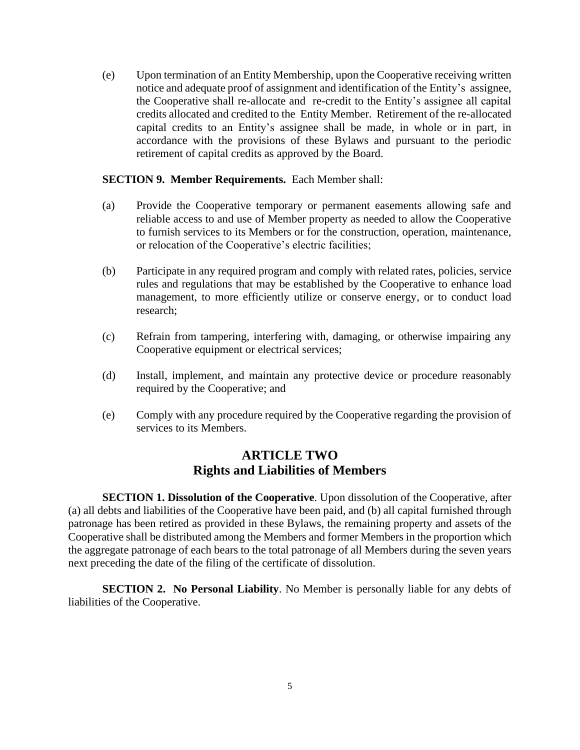(e) Upon termination of an Entity Membership, upon the Cooperative receiving written notice and adequate proof of assignment and identification of the Entity's assignee, the Cooperative shall re-allocate and re-credit to the Entity's assignee all capital credits allocated and credited to the Entity Member. Retirement of the re-allocated capital credits to an Entity's assignee shall be made, in whole or in part, in accordance with the provisions of these Bylaws and pursuant to the periodic retirement of capital credits as approved by the Board.

**SECTION 9. Member Requirements.** Each Member shall:

(a) Provide the Cooperative temporary or permanent easements allowing safe and reliable access to and use of Member property as needed to allow the Cooperative to furnish services to its Members or for the construction, operation, maintenance, or relocation of the Cooperative's electric facilities;

(b) Participate in any required program and comply with related rates, policies, service rules and regulations that may be established by the Cooperative to enhance load management, to more efficiently utilize or conserve energy, or to conduct load research;

(c) Refrain from tampering, interfering with, damaging, or otherwise impairing any Cooperative equipment or electrical services;

(d) Install, implement, and maintain any protective device or procedure reasonably required by the Cooperative; and

(e) Comply with any procedure required by the Cooperative regarding the provision of services to its Members.

## ARTICLE TWO
## Rights and Liabilities of Members

**SECTION 1. Dissolution of the Cooperative**. Upon dissolution of the Cooperative, after (a) all debts and liabilities of the Cooperative have been paid, and (b) all capital furnished through patronage has been retired as provided in these Bylaws, the remaining property and assets of the Cooperative shall be distributed among the Members and former Members in the proportion which the aggregate patronage of each bears to the total patronage of all Members during the seven years next preceding the date of the filing of the certificate of dissolution.

**SECTION 2. No Personal Liability**. No Member is personally liable for any debts of liabilities of the Cooperative.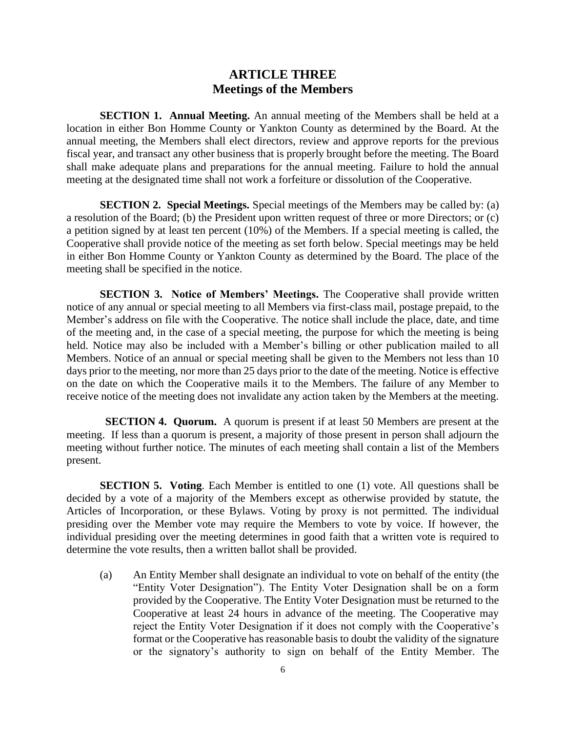# ARTICLE THREE
## Meetings of the Members

**SECTION 1. Annual Meeting.** An annual meeting of the Members shall be held at a location in either Bon Homme County or Yankton County as determined by the Board. At the annual meeting, the Members shall elect directors, review and approve reports for the previous fiscal year, and transact any other business that is properly brought before the meeting. The Board shall make adequate plans and preparations for the annual meeting. Failure to hold the annual meeting at the designated time shall not work a forfeiture or dissolution of the Cooperative.

**SECTION 2. Special Meetings.** Special meetings of the Members may be called by: (a) a resolution of the Board; (b) the President upon written request of three or more Directors; or (c) a petition signed by at least ten percent (10%) of the Members. If a special meeting is called, the Cooperative shall provide notice of the meeting as set forth below. Special meetings may be held in either Bon Homme County or Yankton County as determined by the Board. The place of the meeting shall be specified in the notice.

**SECTION 3. Notice of Members' Meetings.** The Cooperative shall provide written notice of any annual or special meeting to all Members via first-class mail, postage prepaid, to the Member's address on file with the Cooperative. The notice shall include the place, date, and time of the meeting and, in the case of a special meeting, the purpose for which the meeting is being held. Notice may also be included with a Member's billing or other publication mailed to all Members. Notice of an annual or special meeting shall be given to the Members not less than 10 days prior to the meeting, nor more than 25 days prior to the date of the meeting. Notice is effective on the date on which the Cooperative mails it to the Members. The failure of any Member to receive notice of the meeting does not invalidate any action taken by the Members at the meeting.

**SECTION 4. Quorum.** A quorum is present if at least 50 Members are present at the meeting. If less than a quorum is present, a majority of those present in person shall adjourn the meeting without further notice. The minutes of each meeting shall contain a list of the Members present.

**SECTION 5. Voting**. Each Member is entitled to one (1) vote. All questions shall be decided by a vote of a majority of the Members except as otherwise provided by statute, the Articles of Incorporation, or these Bylaws. Voting by proxy is not permitted. The individual presiding over the Member vote may require the Members to vote by voice. If however, the individual presiding over the meeting determines in good faith that a written vote is required to determine the vote results, then a written ballot shall be provided.

(a) An Entity Member shall designate an individual to vote on behalf of the entity (the "Entity Voter Designation"). The Entity Voter Designation shall be on a form provided by the Cooperative. The Entity Voter Designation must be returned to the Cooperative at least 24 hours in advance of the meeting. The Cooperative may reject the Entity Voter Designation if it does not comply with the Cooperative's format or the Cooperative has reasonable basis to doubt the validity of the signature or the signatory's authority to sign on behalf of the Entity Member. The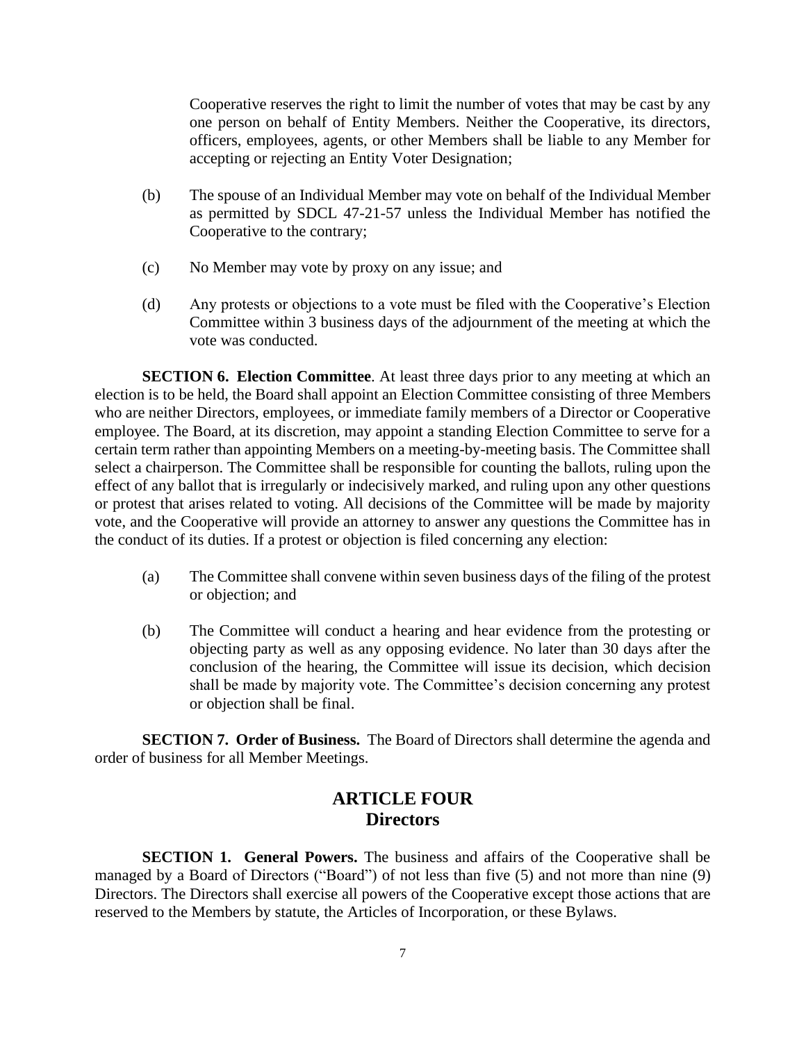Cooperative reserves the right to limit the number of votes that may be cast by any one person on behalf of Entity Members. Neither the Cooperative, its directors, officers, employees, agents, or other Members shall be liable to any Member for accepting or rejecting an Entity Voter Designation;

(b) The spouse of an Individual Member may vote on behalf of the Individual Member as permitted by SDCL 47-21-57 unless the Individual Member has notified the Cooperative to the contrary;

(c) No Member may vote by proxy on any issue; and

(d) Any protests or objections to a vote must be filed with the Cooperative's Election Committee within 3 business days of the adjournment of the meeting at which the vote was conducted.

**SECTION 6. Election Committee**. At least three days prior to any meeting at which an election is to be held, the Board shall appoint an Election Committee consisting of three Members who are neither Directors, employees, or immediate family members of a Director or Cooperative employee. The Board, at its discretion, may appoint a standing Election Committee to serve for a certain term rather than appointing Members on a meeting-by-meeting basis. The Committee shall select a chairperson. The Committee shall be responsible for counting the ballots, ruling upon the effect of any ballot that is irregularly or indecisively marked, and ruling upon any other questions or protest that arises related to voting. All decisions of the Committee will be made by majority vote, and the Cooperative will provide an attorney to answer any questions the Committee has in the conduct of its duties. If a protest or objection is filed concerning any election:

(a) The Committee shall convene within seven business days of the filing of the protest or objection; and

(b) The Committee will conduct a hearing and hear evidence from the protesting or objecting party as well as any opposing evidence. No later than 30 days after the conclusion of the hearing, the Committee will issue its decision, which decision shall be made by majority vote. The Committee's decision concerning any protest or objection shall be final.

**SECTION 7. Order of Business.** The Board of Directors shall determine the agenda and order of business for all Member Meetings.

## ARTICLE FOUR
## Directors

**SECTION 1. General Powers.** The business and affairs of the Cooperative shall be managed by a Board of Directors ("Board") of not less than five (5) and not more than nine (9) Directors. The Directors shall exercise all powers of the Cooperative except those actions that are reserved to the Members by statute, the Articles of Incorporation, or these Bylaws.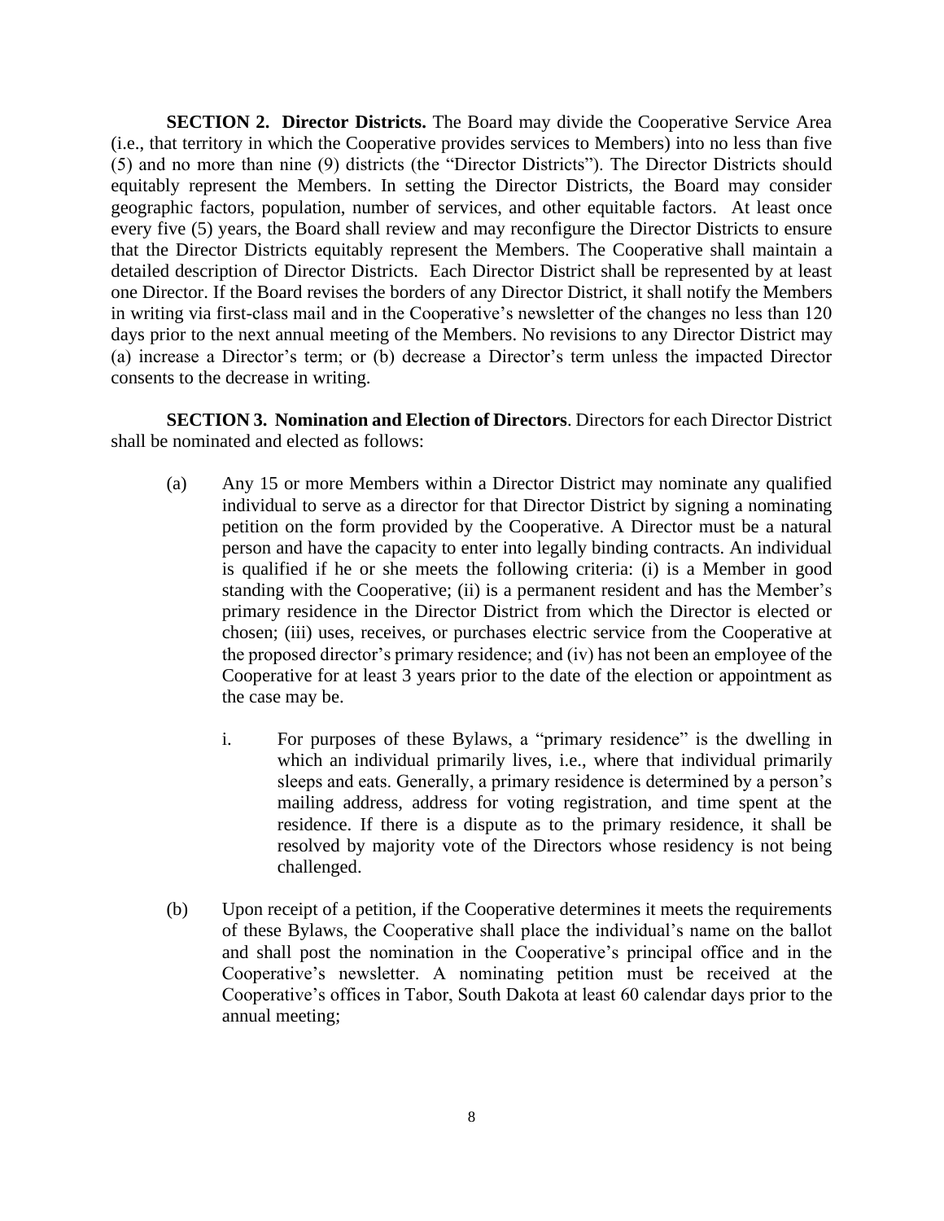**SECTION 2. Director Districts.** The Board may divide the Cooperative Service Area (i.e., that territory in which the Cooperative provides services to Members) into no less than five (5) and no more than nine (9) districts (the "Director Districts"). The Director Districts should equitably represent the Members. In setting the Director Districts, the Board may consider geographic factors, population, number of services, and other equitable factors. At least once every five (5) years, the Board shall review and may reconfigure the Director Districts to ensure that the Director Districts equitably represent the Members. The Cooperative shall maintain a detailed description of Director Districts. Each Director District shall be represented by at least one Director. If the Board revises the borders of any Director District, it shall notify the Members in writing via first-class mail and in the Cooperative's newsletter of the changes no less than 120 days prior to the next annual meeting of the Members. No revisions to any Director District may (a) increase a Director's term; or (b) decrease a Director's term unless the impacted Director consents to the decrease in writing.

**SECTION 3. Nomination and Election of Directors**. Directors for each Director District shall be nominated and elected as follows:

(a) Any 15 or more Members within a Director District may nominate any qualified individual to serve as a director for that Director District by signing a nominating petition on the form provided by the Cooperative. A Director must be a natural person and have the capacity to enter into legally binding contracts. An individual is qualified if he or she meets the following criteria: (i) is a Member in good standing with the Cooperative; (ii) is a permanent resident and has the Member's primary residence in the Director District from which the Director is elected or chosen; (iii) uses, receives, or purchases electric service from the Cooperative at the proposed director's primary residence; and (iv) has not been an employee of the Cooperative for at least 3 years prior to the date of the election or appointment as the case may be.

   i. For purposes of these Bylaws, a "primary residence" is the dwelling in which an individual primarily lives, i.e., where that individual primarily sleeps and eats. Generally, a primary residence is determined by a person's mailing address, address for voting registration, and time spent at the residence. If there is a dispute as to the primary residence, it shall be resolved by majority vote of the Directors whose residency is not being challenged.

(b) Upon receipt of a petition, if the Cooperative determines it meets the requirements of these Bylaws, the Cooperative shall place the individual's name on the ballot and shall post the nomination in the Cooperative's principal office and in the Cooperative's newsletter. A nominating petition must be received at the Cooperative's offices in Tabor, South Dakota at least 60 calendar days prior to the annual meeting;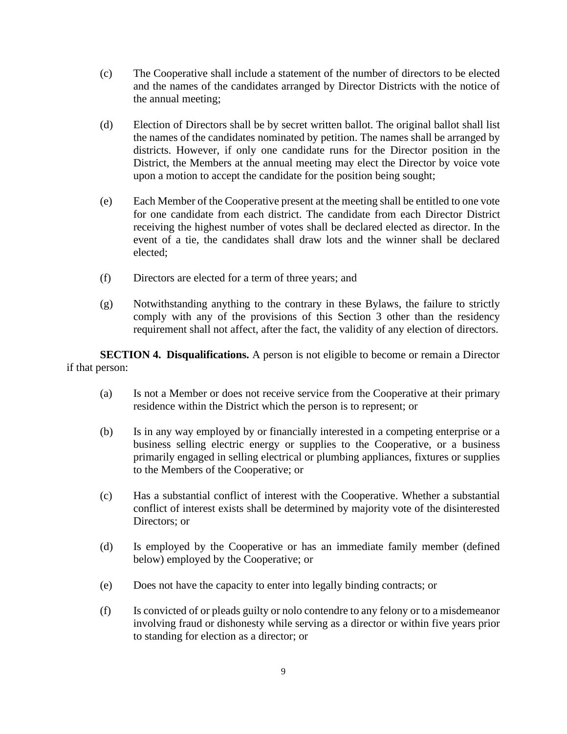(c) The Cooperative shall include a statement of the number of directors to be elected and the names of the candidates arranged by Director Districts with the notice of the annual meeting;

(d) Election of Directors shall be by secret written ballot. The original ballot shall list the names of the candidates nominated by petition. The names shall be arranged by districts. However, if only one candidate runs for the Director position in the District, the Members at the annual meeting may elect the Director by voice vote upon a motion to accept the candidate for the position being sought;

(e) Each Member of the Cooperative present at the meeting shall be entitled to one vote for one candidate from each district. The candidate from each Director District receiving the highest number of votes shall be declared elected as director. In the event of a tie, the candidates shall draw lots and the winner shall be declared elected;

(f) Directors are elected for a term of three years; and

(g) Notwithstanding anything to the contrary in these Bylaws, the failure to strictly comply with any of the provisions of this Section 3 other than the residency requirement shall not affect, after the fact, the validity of any election of directors.

**SECTION 4. Disqualifications.** A person is not eligible to become or remain a Director if that person:

(a) Is not a Member or does not receive service from the Cooperative at their primary residence within the District which the person is to represent; or

(b) Is in any way employed by or financially interested in a competing enterprise or a business selling electric energy or supplies to the Cooperative, or a business primarily engaged in selling electrical or plumbing appliances, fixtures or supplies to the Members of the Cooperative; or

(c) Has a substantial conflict of interest with the Cooperative. Whether a substantial conflict of interest exists shall be determined by majority vote of the disinterested Directors; or

(d) Is employed by the Cooperative or has an immediate family member (defined below) employed by the Cooperative; or

(e) Does not have the capacity to enter into legally binding contracts; or

(f) Is convicted of or pleads guilty or nolo contendre to any felony or to a misdemeanor involving fraud or dishonesty while serving as a director or within five years prior to standing for election as a director; or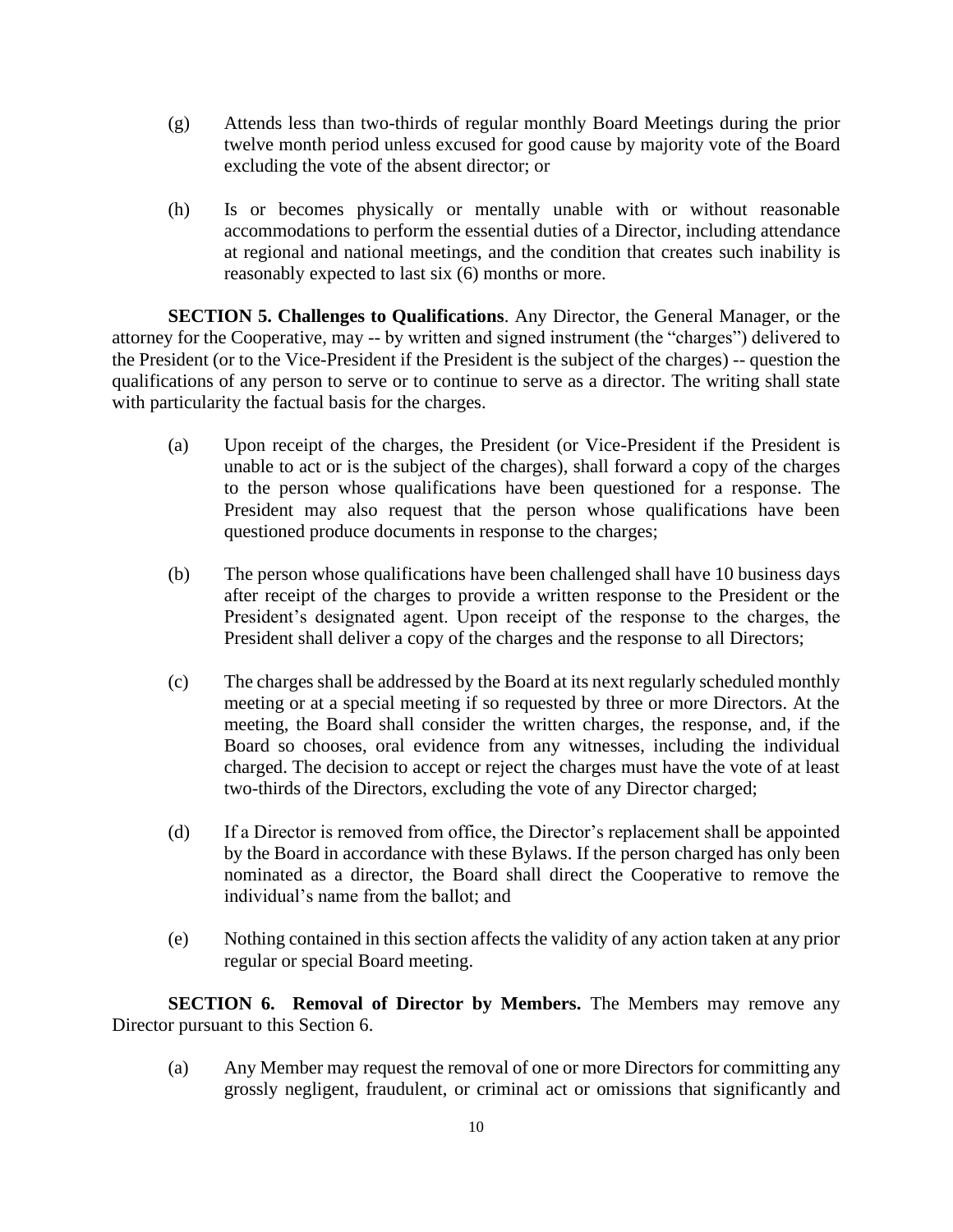(g) Attends less than two-thirds of regular monthly Board Meetings during the prior twelve month period unless excused for good cause by majority vote of the Board excluding the vote of the absent director; or

(h) Is or becomes physically or mentally unable with or without reasonable accommodations to perform the essential duties of a Director, including attendance at regional and national meetings, and the condition that creates such inability is reasonably expected to last six (6) months or more.

**SECTION 5. Challenges to Qualifications**. Any Director, the General Manager, or the attorney for the Cooperative, may -- by written and signed instrument (the "charges") delivered to the President (or to the Vice-President if the President is the subject of the charges) -- question the qualifications of any person to serve or to continue to serve as a director. The writing shall state with particularity the factual basis for the charges.

(a) Upon receipt of the charges, the President (or Vice-President if the President is unable to act or is the subject of the charges), shall forward a copy of the charges to the person whose qualifications have been questioned for a response. The President may also request that the person whose qualifications have been questioned produce documents in response to the charges;

(b) The person whose qualifications have been challenged shall have 10 business days after receipt of the charges to provide a written response to the President or the President's designated agent. Upon receipt of the response to the charges, the President shall deliver a copy of the charges and the response to all Directors;

(c) The charges shall be addressed by the Board at its next regularly scheduled monthly meeting or at a special meeting if so requested by three or more Directors. At the meeting, the Board shall consider the written charges, the response, and, if the Board so chooses, oral evidence from any witnesses, including the individual charged. The decision to accept or reject the charges must have the vote of at least two-thirds of the Directors, excluding the vote of any Director charged;

(d) If a Director is removed from office, the Director's replacement shall be appointed by the Board in accordance with these Bylaws. If the person charged has only been nominated as a director, the Board shall direct the Cooperative to remove the individual's name from the ballot; and

(e) Nothing contained in this section affects the validity of any action taken at any prior regular or special Board meeting.

**SECTION 6. Removal of Director by Members.** The Members may remove any Director pursuant to this Section 6.

(a) Any Member may request the removal of one or more Directors for committing any grossly negligent, fraudulent, or criminal act or omissions that significantly and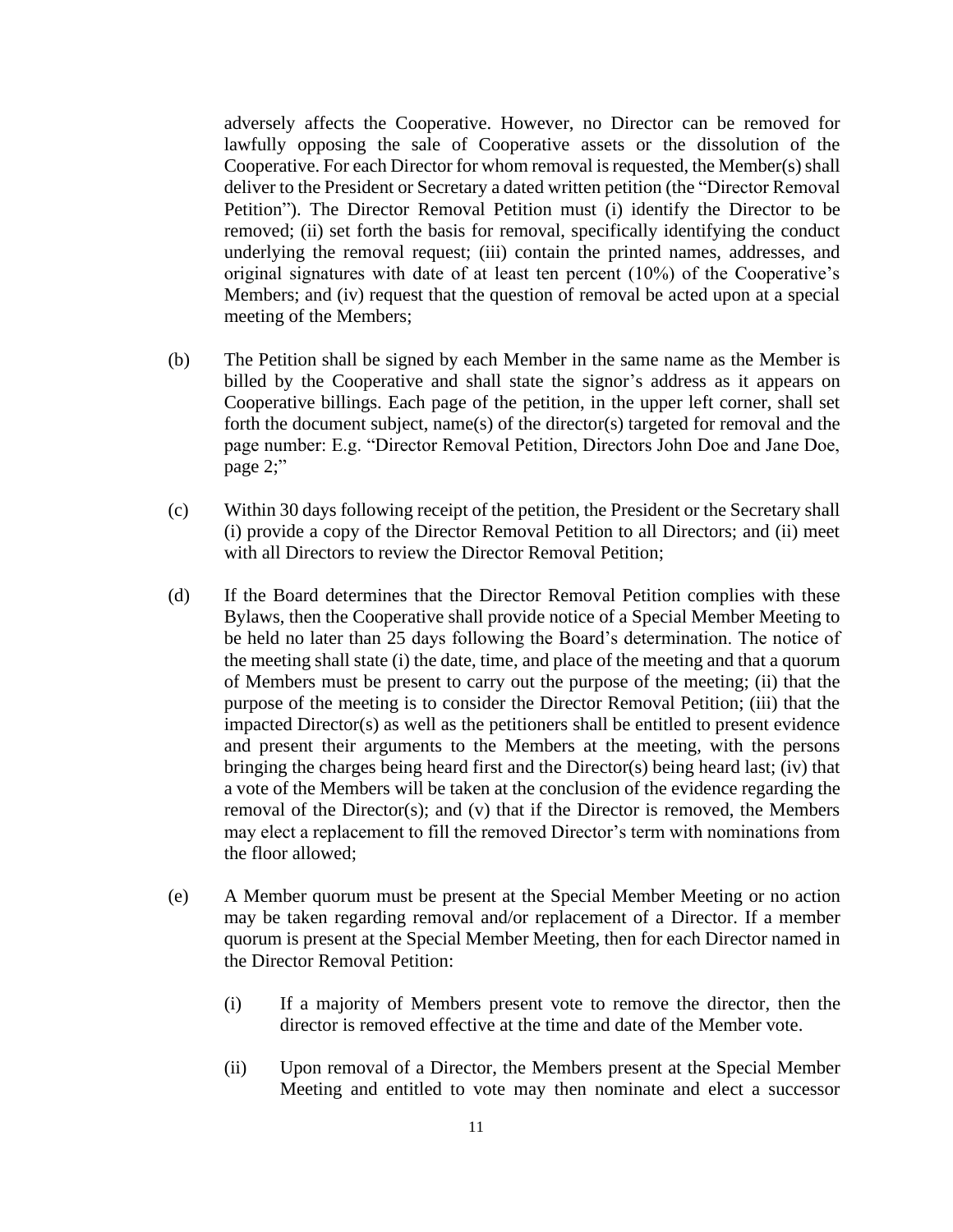adversely affects the Cooperative. However, no Director can be removed for lawfully opposing the sale of Cooperative assets or the dissolution of the Cooperative. For each Director for whom removal is requested, the Member(s) shall deliver to the President or Secretary a dated written petition (the "Director Removal Petition"). The Director Removal Petition must (i) identify the Director to be removed; (ii) set forth the basis for removal, specifically identifying the conduct underlying the removal request; (iii) contain the printed names, addresses, and original signatures with date of at least ten percent (10%) of the Cooperative's Members; and (iv) request that the question of removal be acted upon at a special meeting of the Members;

(b) The Petition shall be signed by each Member in the same name as the Member is billed by the Cooperative and shall state the signor's address as it appears on Cooperative billings. Each page of the petition, in the upper left corner, shall set forth the document subject, name(s) of the director(s) targeted for removal and the page number: E.g. "Director Removal Petition, Directors John Doe and Jane Doe, page 2;"

(c) Within 30 days following receipt of the petition, the President or the Secretary shall (i) provide a copy of the Director Removal Petition to all Directors; and (ii) meet with all Directors to review the Director Removal Petition;

(d) If the Board determines that the Director Removal Petition complies with these Bylaws, then the Cooperative shall provide notice of a Special Member Meeting to be held no later than 25 days following the Board's determination. The notice of the meeting shall state (i) the date, time, and place of the meeting and that a quorum of Members must be present to carry out the purpose of the meeting; (ii) that the purpose of the meeting is to consider the Director Removal Petition; (iii) that the impacted Director(s) as well as the petitioners shall be entitled to present evidence and present their arguments to the Members at the meeting, with the persons bringing the charges being heard first and the Director(s) being heard last; (iv) that a vote of the Members will be taken at the conclusion of the evidence regarding the removal of the Director(s); and (v) that if the Director is removed, the Members may elect a replacement to fill the removed Director's term with nominations from the floor allowed;

(e) A Member quorum must be present at the Special Member Meeting or no action may be taken regarding removal and/or replacement of a Director. If a member quorum is present at the Special Member Meeting, then for each Director named in the Director Removal Petition:

   (i) If a majority of Members present vote to remove the director, then the director is removed effective at the time and date of the Member vote.

   (ii) Upon removal of a Director, the Members present at the Special Member Meeting and entitled to vote may then nominate and elect a successor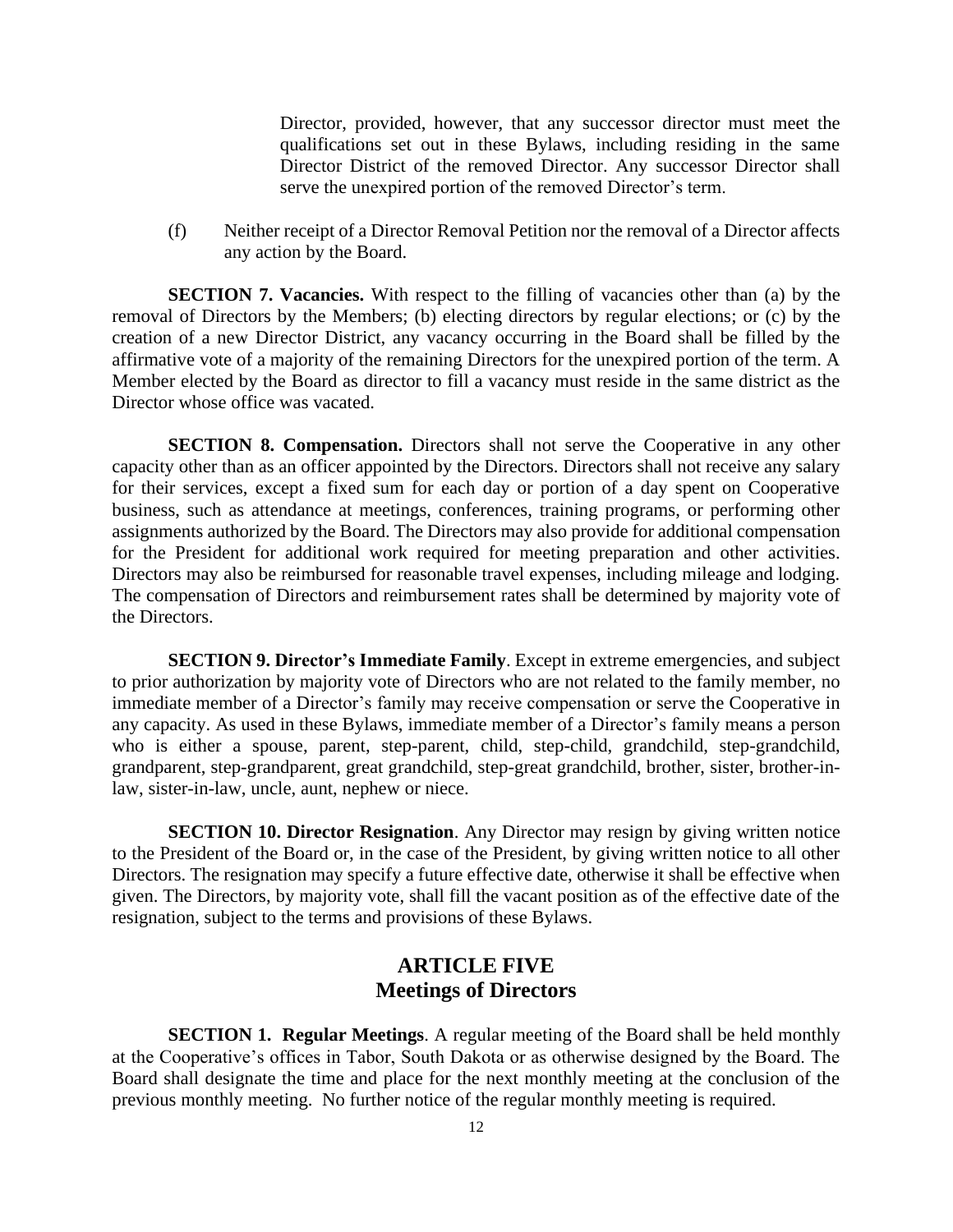Director, provided, however, that any successor director must meet the qualifications set out in these Bylaws, including residing in the same Director District of the removed Director. Any successor Director shall serve the unexpired portion of the removed Director's term.

(f) Neither receipt of a Director Removal Petition nor the removal of a Director affects any action by the Board.

**SECTION 7. Vacancies.** With respect to the filling of vacancies other than (a) by the removal of Directors by the Members; (b) electing directors by regular elections; or (c) by the creation of a new Director District, any vacancy occurring in the Board shall be filled by the affirmative vote of a majority of the remaining Directors for the unexpired portion of the term. A Member elected by the Board as director to fill a vacancy must reside in the same district as the Director whose office was vacated.

**SECTION 8. Compensation.** Directors shall not serve the Cooperative in any other capacity other than as an officer appointed by the Directors. Directors shall not receive any salary for their services, except a fixed sum for each day or portion of a day spent on Cooperative business, such as attendance at meetings, conferences, training programs, or performing other assignments authorized by the Board. The Directors may also provide for additional compensation for the President for additional work required for meeting preparation and other activities. Directors may also be reimbursed for reasonable travel expenses, including mileage and lodging. The compensation of Directors and reimbursement rates shall be determined by majority vote of the Directors.

**SECTION 9. Director's Immediate Family**. Except in extreme emergencies, and subject to prior authorization by majority vote of Directors who are not related to the family member, no immediate member of a Director's family may receive compensation or serve the Cooperative in any capacity. As used in these Bylaws, immediate member of a Director's family means a person who is either a spouse, parent, step-parent, child, step-child, grandchild, step-grandchild, grandparent, step-grandparent, great grandchild, step-great grandchild, brother, sister, brother-in-law, sister-in-law, uncle, aunt, nephew or niece.

**SECTION 10. Director Resignation**. Any Director may resign by giving written notice to the President of the Board or, in the case of the President, by giving written notice to all other Directors. The resignation may specify a future effective date, otherwise it shall be effective when given. The Directors, by majority vote, shall fill the vacant position as of the effective date of the resignation, subject to the terms and provisions of these Bylaws.

## ARTICLE FIVE
## Meetings of Directors

**SECTION 1. Regular Meetings**. A regular meeting of the Board shall be held monthly at the Cooperative's offices in Tabor, South Dakota or as otherwise designed by the Board. The Board shall designate the time and place for the next monthly meeting at the conclusion of the previous monthly meeting. No further notice of the regular monthly meeting is required.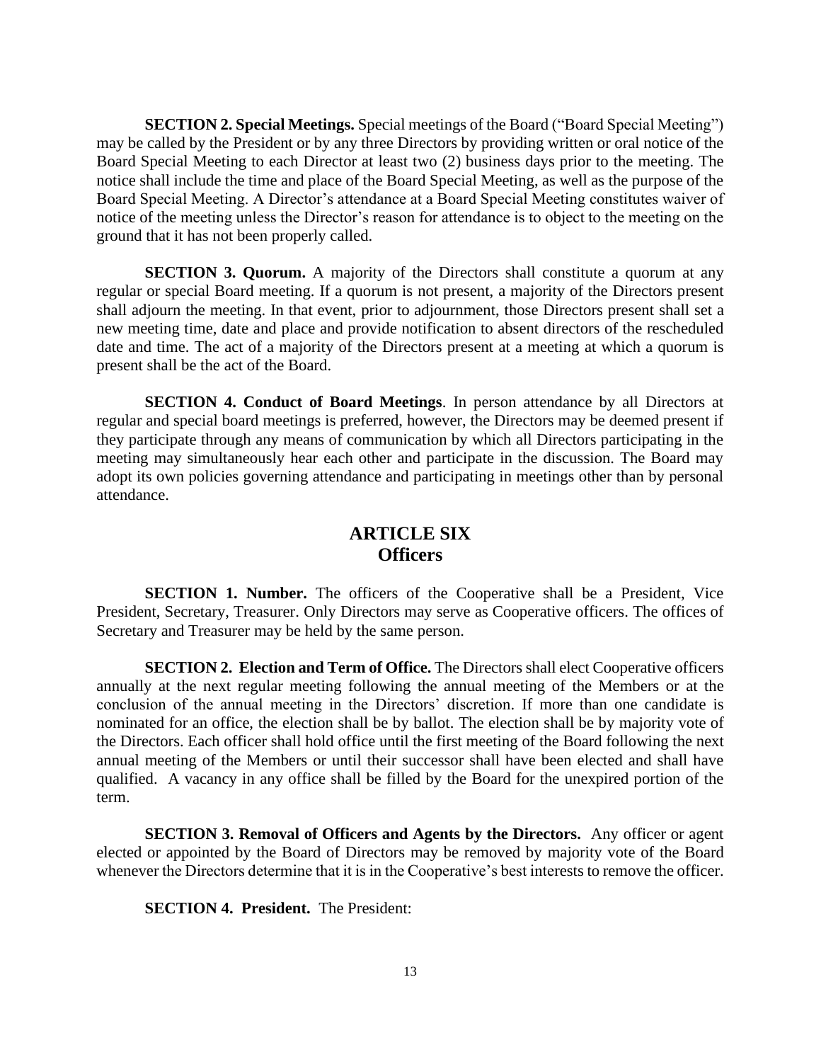**SECTION 2. Special Meetings.** Special meetings of the Board ("Board Special Meeting") may be called by the President or by any three Directors by providing written or oral notice of the Board Special Meeting to each Director at least two (2) business days prior to the meeting. The notice shall include the time and place of the Board Special Meeting, as well as the purpose of the Board Special Meeting. A Director's attendance at a Board Special Meeting constitutes waiver of notice of the meeting unless the Director's reason for attendance is to object to the meeting on the ground that it has not been properly called.

**SECTION 3. Quorum.** A majority of the Directors shall constitute a quorum at any regular or special Board meeting. If a quorum is not present, a majority of the Directors present shall adjourn the meeting. In that event, prior to adjournment, those Directors present shall set a new meeting time, date and place and provide notification to absent directors of the rescheduled date and time. The act of a majority of the Directors present at a meeting at which a quorum is present shall be the act of the Board.

**SECTION 4. Conduct of Board Meetings**. In person attendance by all Directors at regular and special board meetings is preferred, however, the Directors may be deemed present if they participate through any means of communication by which all Directors participating in the meeting may simultaneously hear each other and participate in the discussion. The Board may adopt its own policies governing attendance and participating in meetings other than by personal attendance.

## ARTICLE SIX
## Officers

**SECTION 1. Number.** The officers of the Cooperative shall be a President, Vice President, Secretary, Treasurer. Only Directors may serve as Cooperative officers. The offices of Secretary and Treasurer may be held by the same person.

**SECTION 2. Election and Term of Office.** The Directors shall elect Cooperative officers annually at the next regular meeting following the annual meeting of the Members or at the conclusion of the annual meeting in the Directors' discretion. If more than one candidate is nominated for an office, the election shall be by ballot. The election shall be by majority vote of the Directors. Each officer shall hold office until the first meeting of the Board following the next annual meeting of the Members or until their successor shall have been elected and shall have qualified. A vacancy in any office shall be filled by the Board for the unexpired portion of the term.

**SECTION 3. Removal of Officers and Agents by the Directors.** Any officer or agent elected or appointed by the Board of Directors may be removed by majority vote of the Board whenever the Directors determine that it is in the Cooperative's best interests to remove the officer.

**SECTION 4. President.** The President: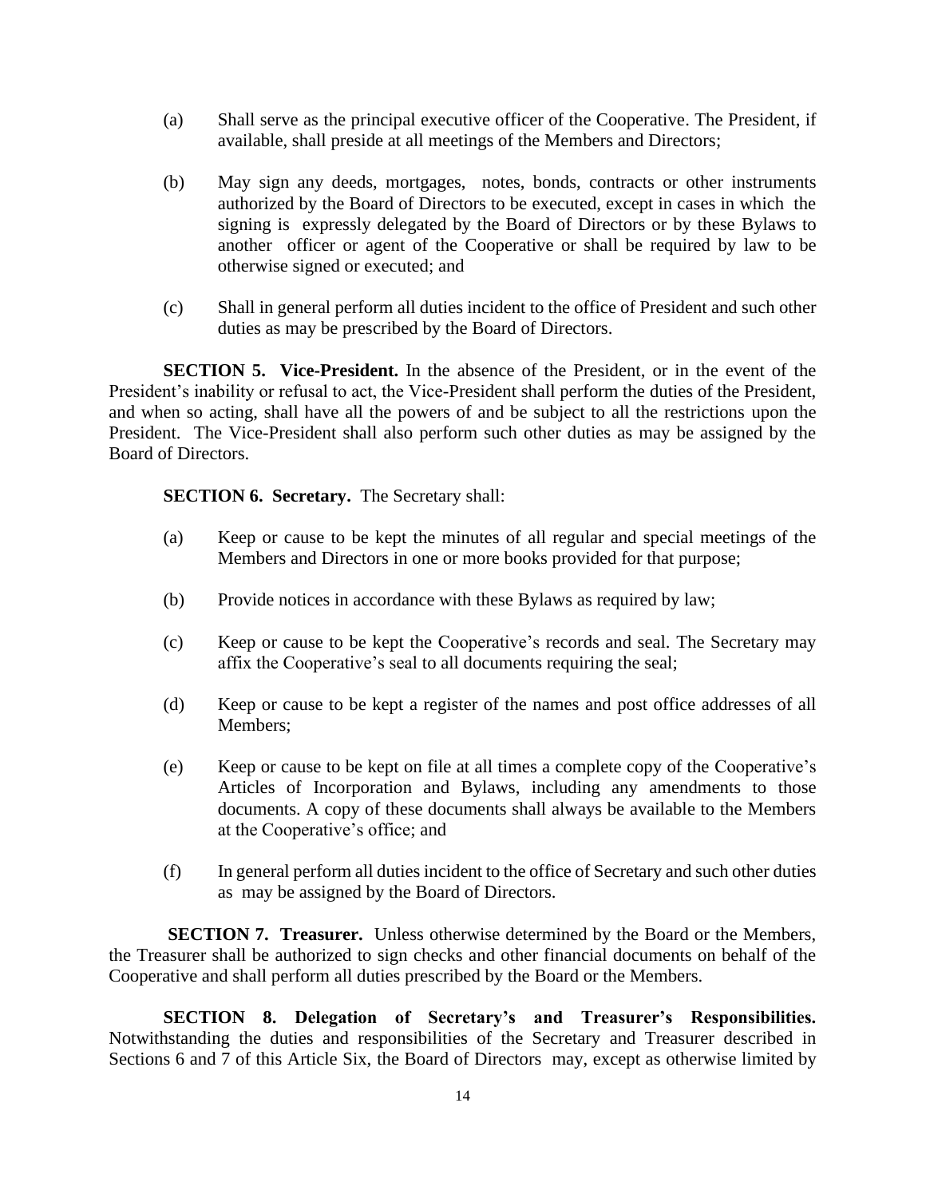(a) Shall serve as the principal executive officer of the Cooperative. The President, if available, shall preside at all meetings of the Members and Directors;

(b) May sign any deeds, mortgages, notes, bonds, contracts or other instruments authorized by the Board of Directors to be executed, except in cases in which the signing is expressly delegated by the Board of Directors or by these Bylaws to another officer or agent of the Cooperative or shall be required by law to be otherwise signed or executed; and

(c) Shall in general perform all duties incident to the office of President and such other duties as may be prescribed by the Board of Directors.

**SECTION 5. Vice-President.** In the absence of the President, or in the event of the President's inability or refusal to act, the Vice-President shall perform the duties of the President, and when so acting, shall have all the powers of and be subject to all the restrictions upon the President. The Vice-President shall also perform such other duties as may be assigned by the Board of Directors.

**SECTION 6. Secretary.** The Secretary shall:

(a) Keep or cause to be kept the minutes of all regular and special meetings of the Members and Directors in one or more books provided for that purpose;

(b) Provide notices in accordance with these Bylaws as required by law;

(c) Keep or cause to be kept the Cooperative's records and seal. The Secretary may affix the Cooperative's seal to all documents requiring the seal;

(d) Keep or cause to be kept a register of the names and post office addresses of all Members;

(e) Keep or cause to be kept on file at all times a complete copy of the Cooperative's Articles of Incorporation and Bylaws, including any amendments to those documents. A copy of these documents shall always be available to the Members at the Cooperative's office; and

(f) In general perform all duties incident to the office of Secretary and such other duties as may be assigned by the Board of Directors.

**SECTION 7. Treasurer.** Unless otherwise determined by the Board or the Members, the Treasurer shall be authorized to sign checks and other financial documents on behalf of the Cooperative and shall perform all duties prescribed by the Board or the Members.

**SECTION 8. Delegation of Secretary's and Treasurer's Responsibilities.** Notwithstanding the duties and responsibilities of the Secretary and Treasurer described in Sections 6 and 7 of this Article Six, the Board of Directors may, except as otherwise limited by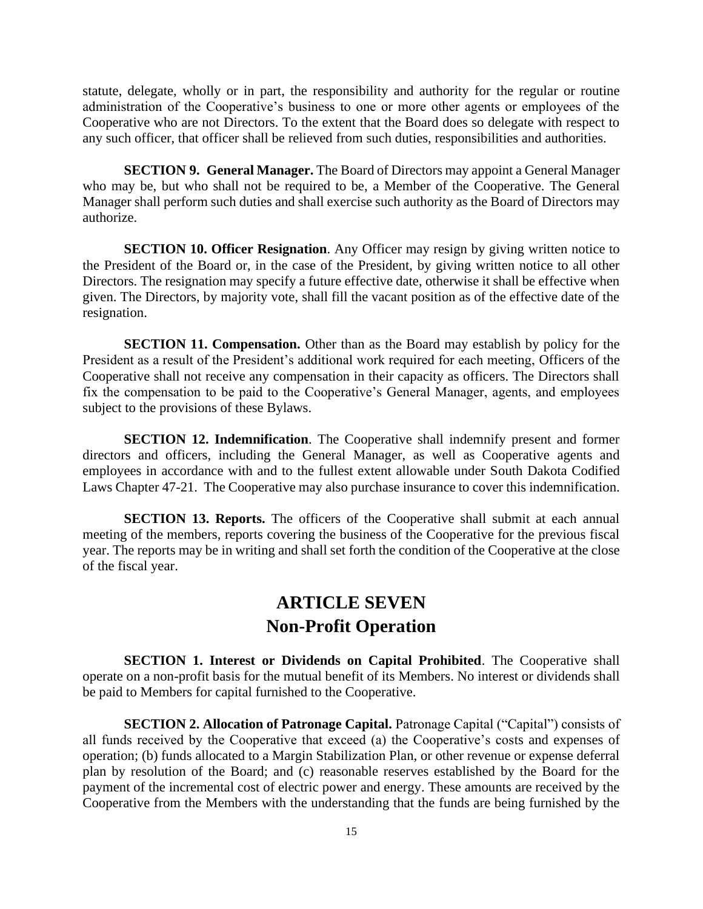statute, delegate, wholly or in part, the responsibility and authority for the regular or routine administration of the Cooperative's business to one or more other agents or employees of the Cooperative who are not Directors. To the extent that the Board does so delegate with respect to any such officer, that officer shall be relieved from such duties, responsibilities and authorities.

**SECTION 9. General Manager.** The Board of Directors may appoint a General Manager who may be, but who shall not be required to be, a Member of the Cooperative. The General Manager shall perform such duties and shall exercise such authority as the Board of Directors may authorize.

**SECTION 10. Officer Resignation**. Any Officer may resign by giving written notice to the President of the Board or, in the case of the President, by giving written notice to all other Directors. The resignation may specify a future effective date, otherwise it shall be effective when given. The Directors, by majority vote, shall fill the vacant position as of the effective date of the resignation.

**SECTION 11. Compensation.** Other than as the Board may establish by policy for the President as a result of the President's additional work required for each meeting, Officers of the Cooperative shall not receive any compensation in their capacity as officers. The Directors shall fix the compensation to be paid to the Cooperative's General Manager, agents, and employees subject to the provisions of these Bylaws.

**SECTION 12. Indemnification**. The Cooperative shall indemnify present and former directors and officers, including the General Manager, as well as Cooperative agents and employees in accordance with and to the fullest extent allowable under South Dakota Codified Laws Chapter 47-21. The Cooperative may also purchase insurance to cover this indemnification.

**SECTION 13. Reports.** The officers of the Cooperative shall submit at each annual meeting of the members, reports covering the business of the Cooperative for the previous fiscal year. The reports may be in writing and shall set forth the condition of the Cooperative at the close of the fiscal year.

# ARTICLE SEVEN
# Non-Profit Operation

**SECTION 1. Interest or Dividends on Capital Prohibited**. The Cooperative shall operate on a non-profit basis for the mutual benefit of its Members. No interest or dividends shall be paid to Members for capital furnished to the Cooperative.

**SECTION 2. Allocation of Patronage Capital.** Patronage Capital ("Capital") consists of all funds received by the Cooperative that exceed (a) the Cooperative's costs and expenses of operation; (b) funds allocated to a Margin Stabilization Plan, or other revenue or expense deferral plan by resolution of the Board; and (c) reasonable reserves established by the Board for the payment of the incremental cost of electric power and energy. These amounts are received by the Cooperative from the Members with the understanding that the funds are being furnished by the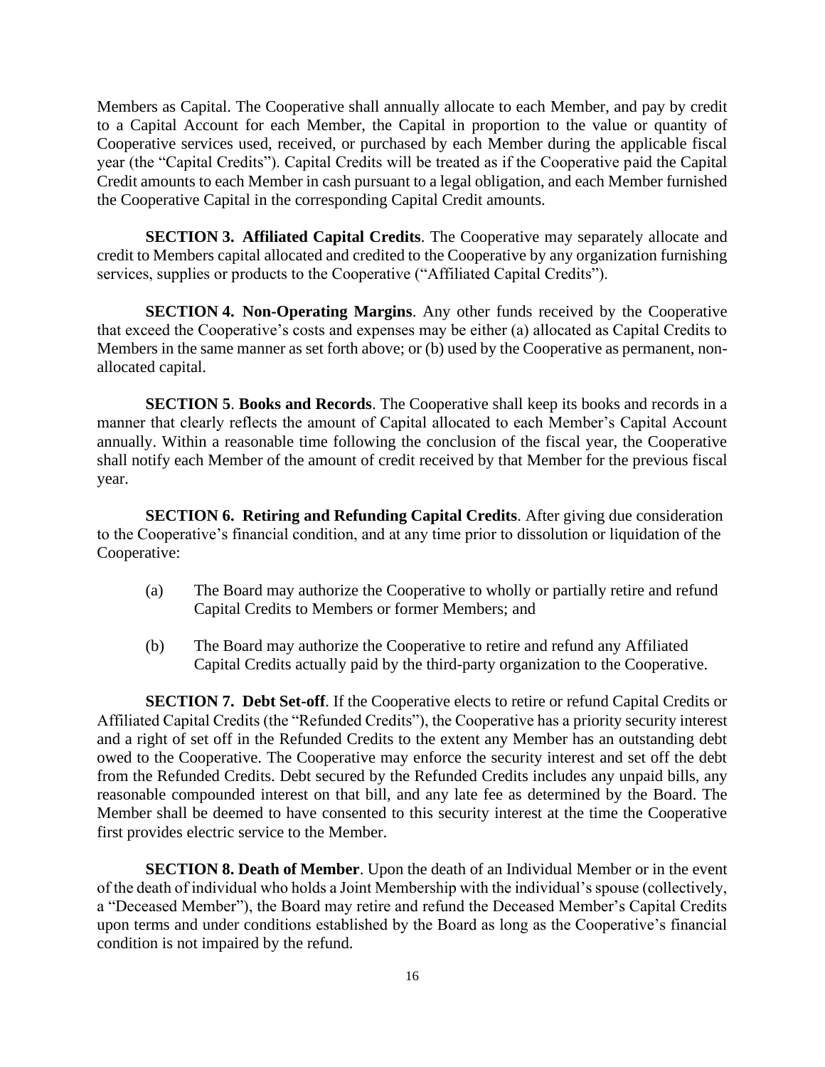Members as Capital. The Cooperative shall annually allocate to each Member, and pay by credit to a Capital Account for each Member, the Capital in proportion to the value or quantity of Cooperative services used, received, or purchased by each Member during the applicable fiscal year (the "Capital Credits"). Capital Credits will be treated as if the Cooperative paid the Capital Credit amounts to each Member in cash pursuant to a legal obligation, and each Member furnished the Cooperative Capital in the corresponding Capital Credit amounts.

**SECTION 3. Affiliated Capital Credits**. The Cooperative may separately allocate and credit to Members capital allocated and credited to the Cooperative by any organization furnishing services, supplies or products to the Cooperative ("Affiliated Capital Credits").

**SECTION 4. Non-Operating Margins**. Any other funds received by the Cooperative that exceed the Cooperative's costs and expenses may be either (a) allocated as Capital Credits to Members in the same manner as set forth above; or (b) used by the Cooperative as permanent, non-allocated capital.

**SECTION 5**. **Books and Records**. The Cooperative shall keep its books and records in a manner that clearly reflects the amount of Capital allocated to each Member's Capital Account annually. Within a reasonable time following the conclusion of the fiscal year, the Cooperative shall notify each Member of the amount of credit received by that Member for the previous fiscal year.

**SECTION 6. Retiring and Refunding Capital Credits**. After giving due consideration to the Cooperative's financial condition, and at any time prior to dissolution or liquidation of the Cooperative:

(a) The Board may authorize the Cooperative to wholly or partially retire and refund Capital Credits to Members or former Members; and

(b) The Board may authorize the Cooperative to retire and refund any Affiliated Capital Credits actually paid by the third-party organization to the Cooperative.

**SECTION 7. Debt Set-off**. If the Cooperative elects to retire or refund Capital Credits or Affiliated Capital Credits (the "Refunded Credits"), the Cooperative has a priority security interest and a right of set off in the Refunded Credits to the extent any Member has an outstanding debt owed to the Cooperative. The Cooperative may enforce the security interest and set off the debt from the Refunded Credits. Debt secured by the Refunded Credits includes any unpaid bills, any reasonable compounded interest on that bill, and any late fee as determined by the Board. The Member shall be deemed to have consented to this security interest at the time the Cooperative first provides electric service to the Member.

**SECTION 8. Death of Member**. Upon the death of an Individual Member or in the event of the death of individual who holds a Joint Membership with the individual's spouse (collectively, a "Deceased Member"), the Board may retire and refund the Deceased Member's Capital Credits upon terms and under conditions established by the Board as long as the Cooperative's financial condition is not impaired by the refund.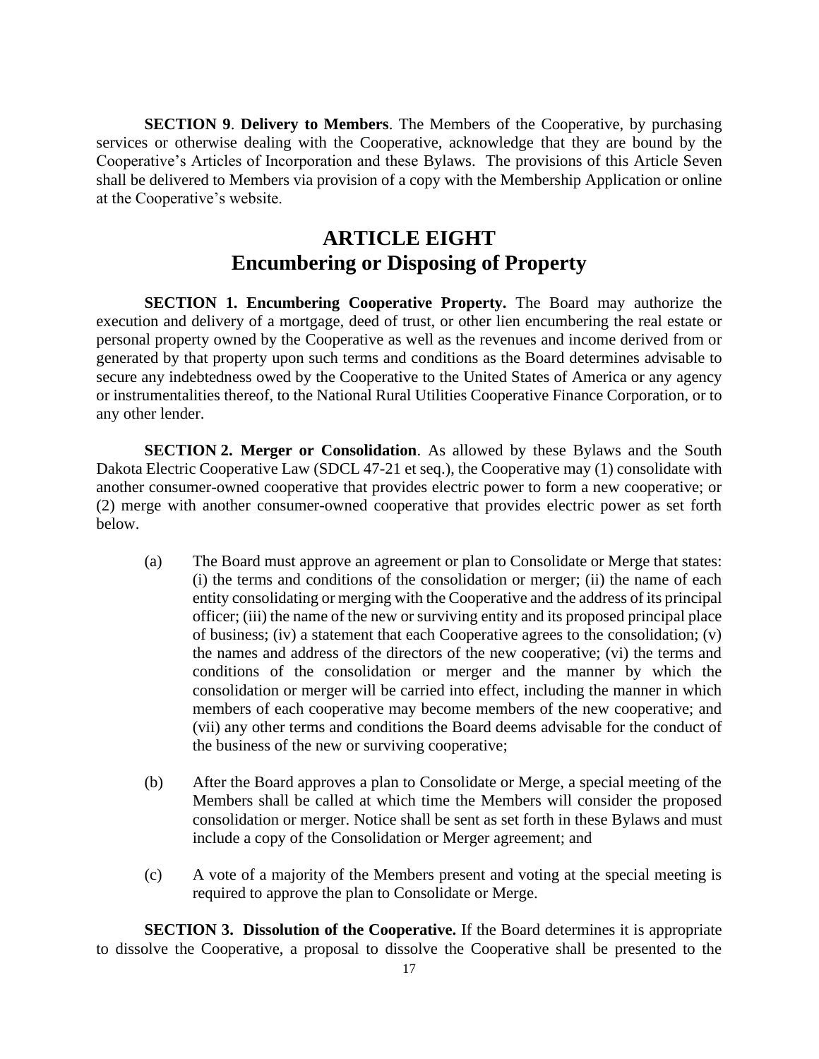**SECTION 9**. **Delivery to Members**. The Members of the Cooperative, by purchasing services or otherwise dealing with the Cooperative, acknowledge that they are bound by the Cooperative's Articles of Incorporation and these Bylaws. The provisions of this Article Seven shall be delivered to Members via provision of a copy with the Membership Application or online at the Cooperative's website.

# ARTICLE EIGHT
# Encumbering or Disposing of Property

**SECTION 1. Encumbering Cooperative Property.** The Board may authorize the execution and delivery of a mortgage, deed of trust, or other lien encumbering the real estate or personal property owned by the Cooperative as well as the revenues and income derived from or generated by that property upon such terms and conditions as the Board determines advisable to secure any indebtedness owed by the Cooperative to the United States of America or any agency or instrumentalities thereof, to the National Rural Utilities Cooperative Finance Corporation, or to any other lender.

**SECTION 2. Merger or Consolidation**. As allowed by these Bylaws and the South Dakota Electric Cooperative Law (SDCL 47-21 et seq.), the Cooperative may (1) consolidate with another consumer-owned cooperative that provides electric power to form a new cooperative; or (2) merge with another consumer-owned cooperative that provides electric power as set forth below.

(a) The Board must approve an agreement or plan to Consolidate or Merge that states: (i) the terms and conditions of the consolidation or merger; (ii) the name of each entity consolidating or merging with the Cooperative and the address of its principal officer; (iii) the name of the new or surviving entity and its proposed principal place of business; (iv) a statement that each Cooperative agrees to the consolidation; (v) the names and address of the directors of the new cooperative; (vi) the terms and conditions of the consolidation or merger and the manner by which the consolidation or merger will be carried into effect, including the manner in which members of each cooperative may become members of the new cooperative; and (vii) any other terms and conditions the Board deems advisable for the conduct of the business of the new or surviving cooperative;

(b) After the Board approves a plan to Consolidate or Merge, a special meeting of the Members shall be called at which time the Members will consider the proposed consolidation or merger. Notice shall be sent as set forth in these Bylaws and must include a copy of the Consolidation or Merger agreement; and

(c) A vote of a majority of the Members present and voting at the special meeting is required to approve the plan to Consolidate or Merge.

**SECTION 3. Dissolution of the Cooperative.** If the Board determines it is appropriate to dissolve the Cooperative, a proposal to dissolve the Cooperative shall be presented to the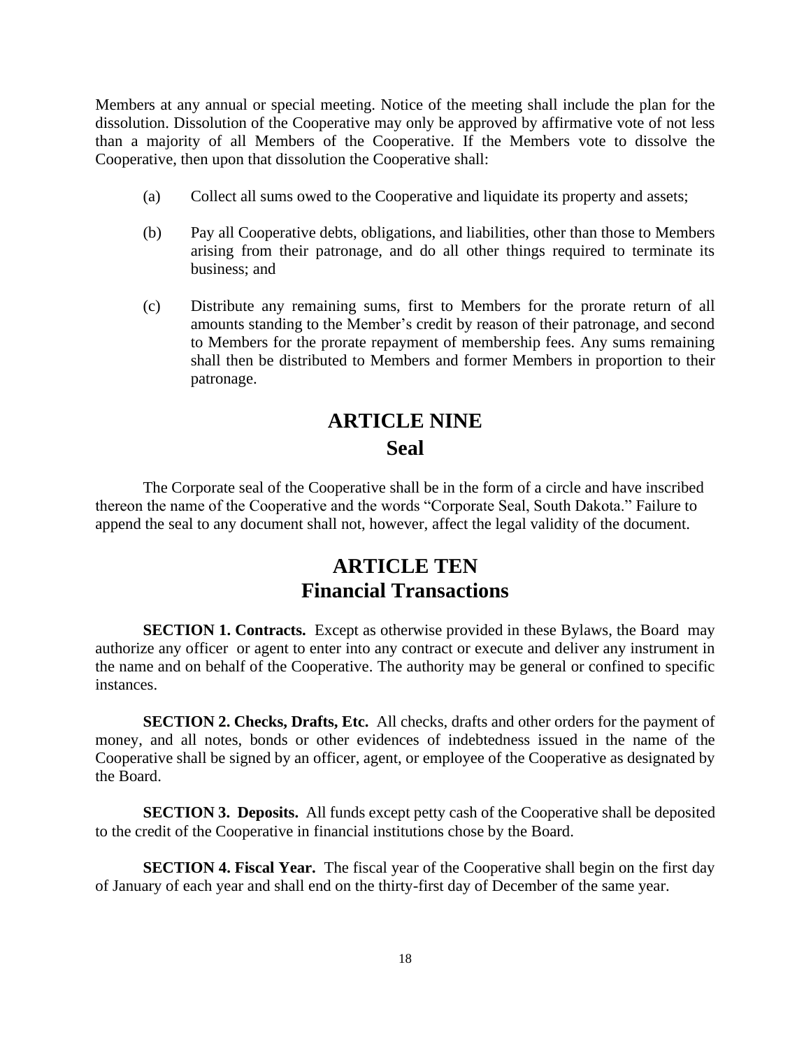Members at any annual or special meeting. Notice of the meeting shall include the plan for the dissolution. Dissolution of the Cooperative may only be approved by affirmative vote of not less than a majority of all Members of the Cooperative. If the Members vote to dissolve the Cooperative, then upon that dissolution the Cooperative shall:

(a) Collect all sums owed to the Cooperative and liquidate its property and assets;

(b) Pay all Cooperative debts, obligations, and liabilities, other than those to Members arising from their patronage, and do all other things required to terminate its business; and

(c) Distribute any remaining sums, first to Members for the prorate return of all amounts standing to the Member's credit by reason of their patronage, and second to Members for the prorate repayment of membership fees. Any sums remaining shall then be distributed to Members and former Members in proportion to their patronage.

# ARTICLE NINE
# Seal

The Corporate seal of the Cooperative shall be in the form of a circle and have inscribed thereon the name of the Cooperative and the words "Corporate Seal, South Dakota." Failure to append the seal to any document shall not, however, affect the legal validity of the document.

# ARTICLE TEN
# Financial Transactions

**SECTION 1. Contracts.** Except as otherwise provided in these Bylaws, the Board may authorize any officer or agent to enter into any contract or execute and deliver any instrument in the name and on behalf of the Cooperative. The authority may be general or confined to specific instances.

**SECTION 2. Checks, Drafts, Etc.** All checks, drafts and other orders for the payment of money, and all notes, bonds or other evidences of indebtedness issued in the name of the Cooperative shall be signed by an officer, agent, or employee of the Cooperative as designated by the Board.

**SECTION 3. Deposits.** All funds except petty cash of the Cooperative shall be deposited to the credit of the Cooperative in financial institutions chose by the Board.

**SECTION 4. Fiscal Year.** The fiscal year of the Cooperative shall begin on the first day of January of each year and shall end on the thirty-first day of December of the same year.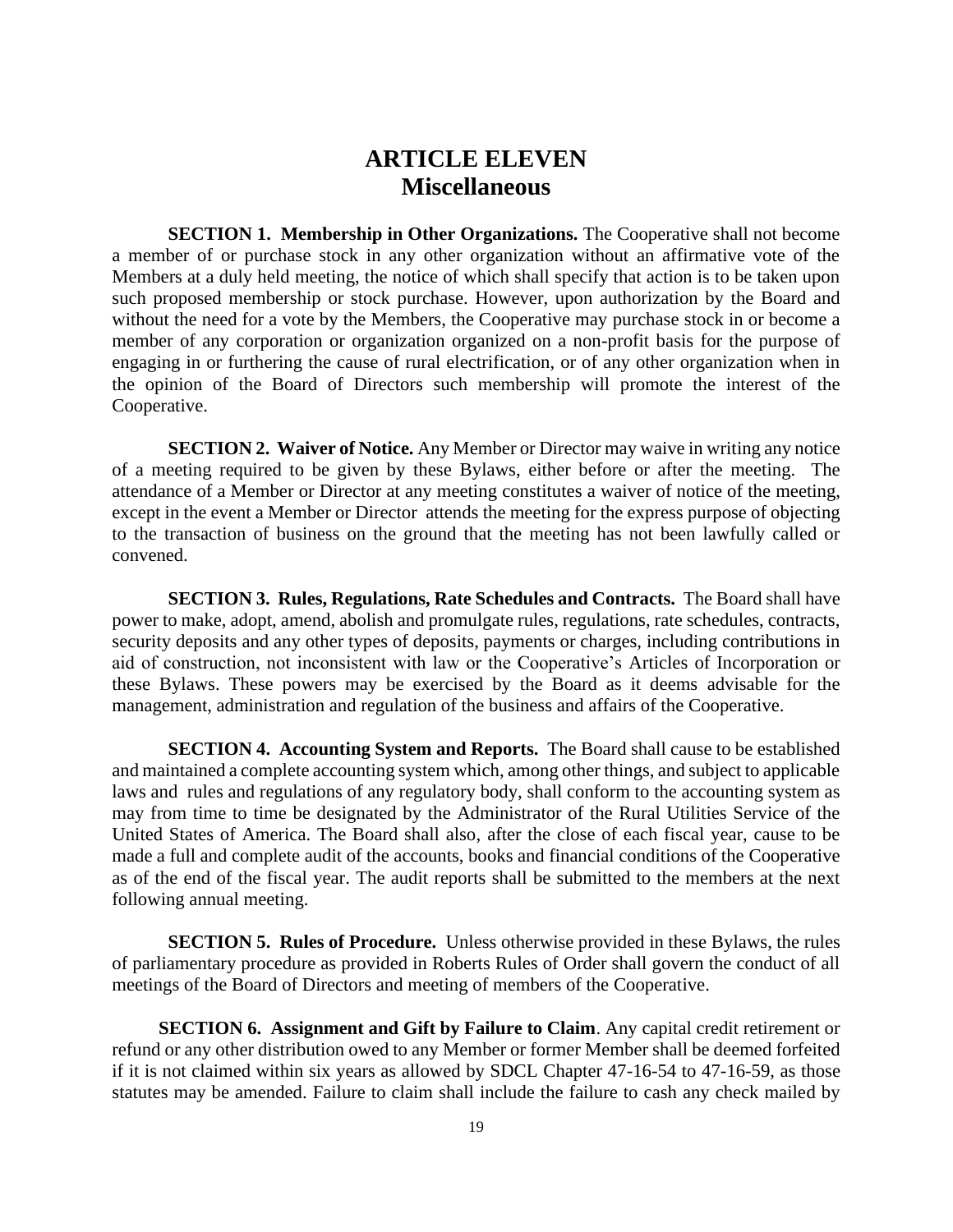# ARTICLE ELEVEN
# Miscellaneous

**SECTION 1. Membership in Other Organizations.** The Cooperative shall not become a member of or purchase stock in any other organization without an affirmative vote of the Members at a duly held meeting, the notice of which shall specify that action is to be taken upon such proposed membership or stock purchase. However, upon authorization by the Board and without the need for a vote by the Members, the Cooperative may purchase stock in or become a member of any corporation or organization organized on a non-profit basis for the purpose of engaging in or furthering the cause of rural electrification, or of any other organization when in the opinion of the Board of Directors such membership will promote the interest of the Cooperative.

**SECTION 2. Waiver of Notice.** Any Member or Director may waive in writing any notice of a meeting required to be given by these Bylaws, either before or after the meeting. The attendance of a Member or Director at any meeting constitutes a waiver of notice of the meeting, except in the event a Member or Director attends the meeting for the express purpose of objecting to the transaction of business on the ground that the meeting has not been lawfully called or convened.

**SECTION 3. Rules, Regulations, Rate Schedules and Contracts.** The Board shall have power to make, adopt, amend, abolish and promulgate rules, regulations, rate schedules, contracts, security deposits and any other types of deposits, payments or charges, including contributions in aid of construction, not inconsistent with law or the Cooperative's Articles of Incorporation or these Bylaws. These powers may be exercised by the Board as it deems advisable for the management, administration and regulation of the business and affairs of the Cooperative.

**SECTION 4. Accounting System and Reports.** The Board shall cause to be established and maintained a complete accounting system which, among other things, and subject to applicable laws and rules and regulations of any regulatory body, shall conform to the accounting system as may from time to time be designated by the Administrator of the Rural Utilities Service of the United States of America. The Board shall also, after the close of each fiscal year, cause to be made a full and complete audit of the accounts, books and financial conditions of the Cooperative as of the end of the fiscal year. The audit reports shall be submitted to the members at the next following annual meeting.

**SECTION 5. Rules of Procedure.** Unless otherwise provided in these Bylaws, the rules of parliamentary procedure as provided in Roberts Rules of Order shall govern the conduct of all meetings of the Board of Directors and meeting of members of the Cooperative.

**SECTION 6. Assignment and Gift by Failure to Claim**. Any capital credit retirement or refund or any other distribution owed to any Member or former Member shall be deemed forfeited if it is not claimed within six years as allowed by SDCL Chapter 47-16-54 to 47-16-59, as those statutes may be amended. Failure to claim shall include the failure to cash any check mailed by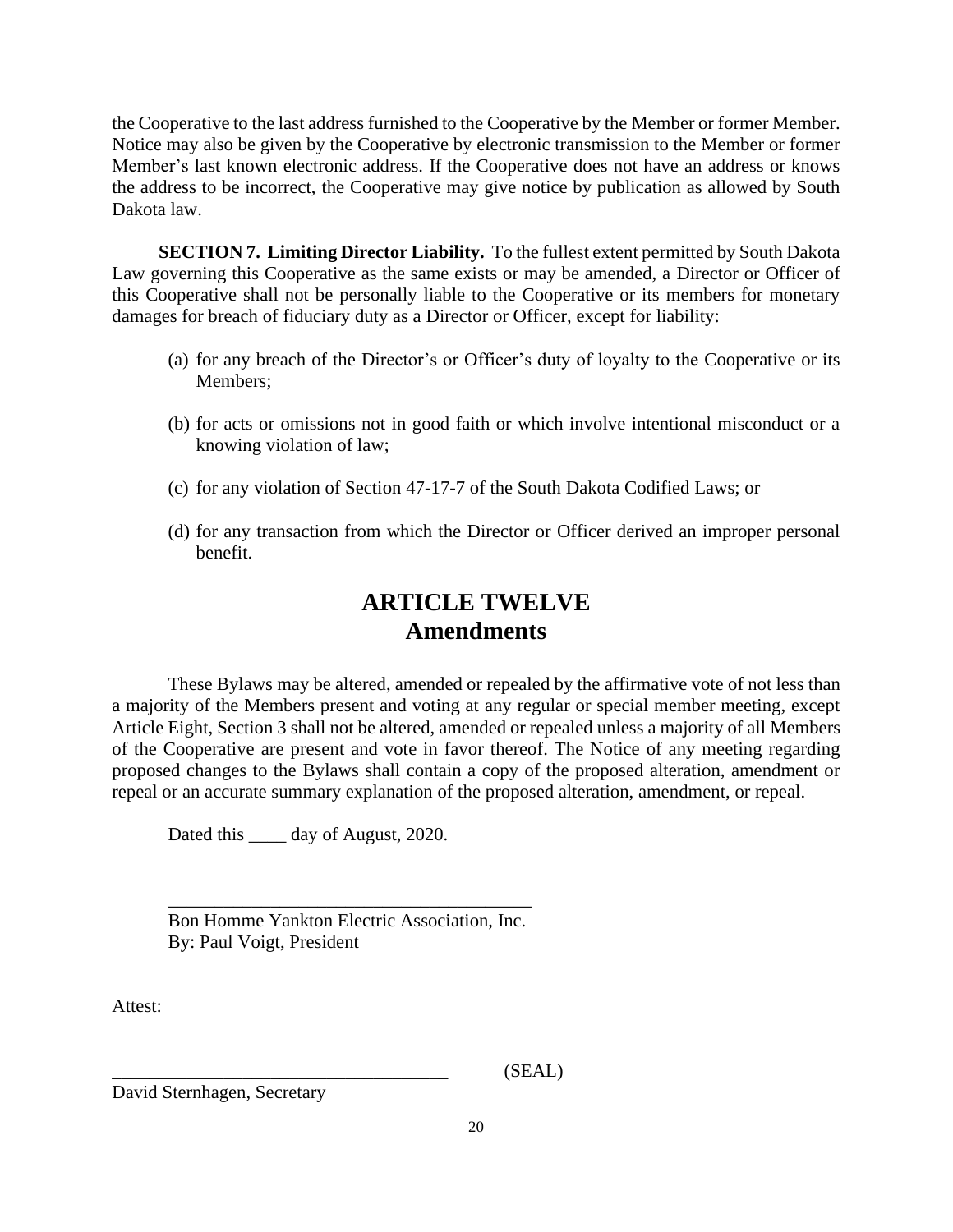the Cooperative to the last address furnished to the Cooperative by the Member or former Member. Notice may also be given by the Cooperative by electronic transmission to the Member or former Member's last known electronic address. If the Cooperative does not have an address or knows the address to be incorrect, the Cooperative may give notice by publication as allowed by South Dakota law.

**SECTION 7. Limiting Director Liability.** To the fullest extent permitted by South Dakota Law governing this Cooperative as the same exists or may be amended, a Director or Officer of this Cooperative shall not be personally liable to the Cooperative or its members for monetary damages for breach of fiduciary duty as a Director or Officer, except for liability:

(a) for any breach of the Director's or Officer's duty of loyalty to the Cooperative or its Members;

(b) for acts or omissions not in good faith or which involve intentional misconduct or a knowing violation of law;

(c) for any violation of Section 47-17-7 of the South Dakota Codified Laws; or

(d) for any transaction from which the Director or Officer derived an improper personal benefit.

# ARTICLE TWELVE
# Amendments

These Bylaws may be altered, amended or repealed by the affirmative vote of not less than a majority of the Members present and voting at any regular or special member meeting, except Article Eight, Section 3 shall not be altered, amended or repealed unless a majority of all Members of the Cooperative are present and vote in favor thereof. The Notice of any meeting regarding proposed changes to the Bylaws shall contain a copy of the proposed alteration, amendment or repeal or an accurate summary explanation of the proposed alteration, amendment, or repeal.

Dated this ____ day of August, 2020.

\_\_\_\_\_\_\_\_\_\_\_\_\_\_\_\_\_\_\_\_\_\_\_\_\_\_\_\_\_\_\_\_\_\_\_\_\_\_\_
Bon Homme Yankton Electric Association, Inc.
By: Paul Voigt, President

Attest:

\_\_\_\_\_\_\_\_\_\_\_\_\_\_\_\_\_\_\_\_\_\_\_\_\_\_\_\_\_\_\_\_\_\_\_\_\_ (SEAL)
David Sternhagen, Secretary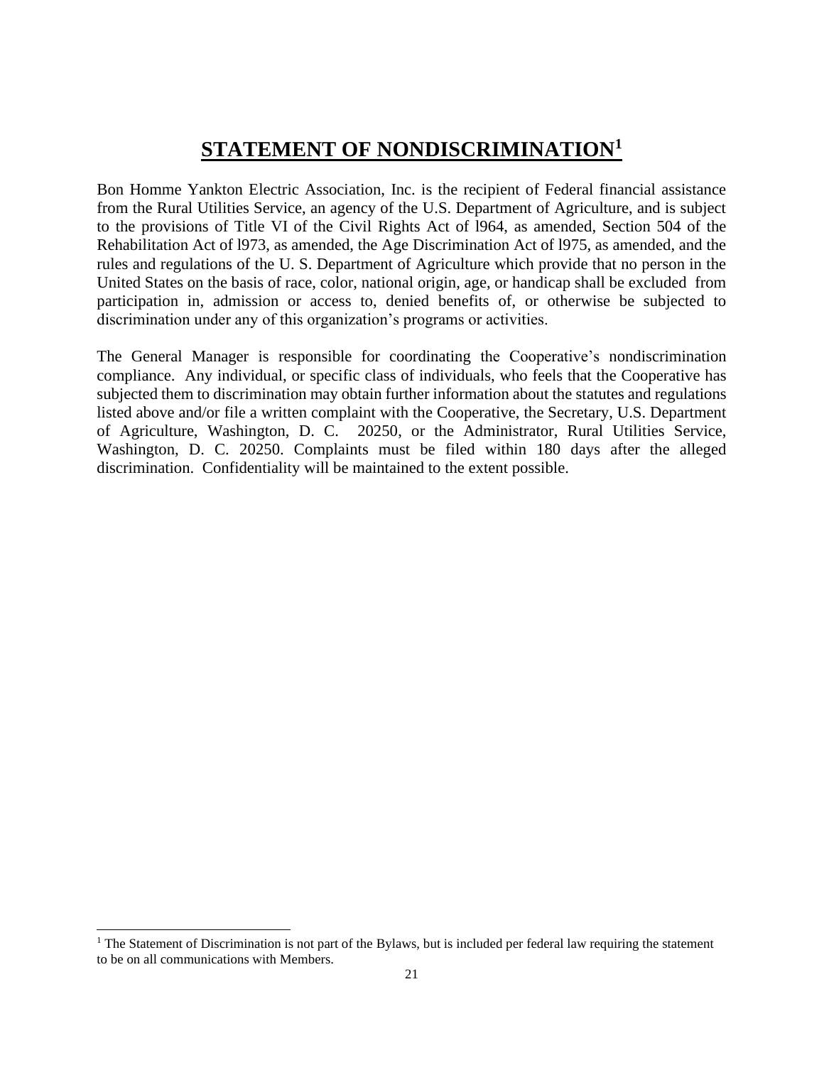# STATEMENT OF NONDISCRIMINATION[1]

Bon Homme Yankton Electric Association, Inc. is the recipient of Federal financial assistance from the Rural Utilities Service, an agency of the U.S. Department of Agriculture, and is subject to the provisions of Title VI of the Civil Rights Act of l964, as amended, Section 504 of the Rehabilitation Act of l973, as amended, the Age Discrimination Act of l975, as amended, and the rules and regulations of the U. S. Department of Agriculture which provide that no person in the United States on the basis of race, color, national origin, age, or handicap shall be excluded from participation in, admission or access to, denied benefits of, or otherwise be subjected to discrimination under any of this organization's programs or activities.

The General Manager is responsible for coordinating the Cooperative's nondiscrimination compliance. Any individual, or specific class of individuals, who feels that the Cooperative has subjected them to discrimination may obtain further information about the statutes and regulations listed above and/or file a written complaint with the Cooperative, the Secretary, U.S. Department of Agriculture, Washington, D. C. 20250, or the Administrator, Rural Utilities Service, Washington, D. C. 20250. Complaints must be filed within 180 days after the alleged discrimination. Confidentiality will be maintained to the extent possible.

---

[1] The Statement of Discrimination is not part of the Bylaws, but is included per federal law requiring the statement to be on all communications with Members.